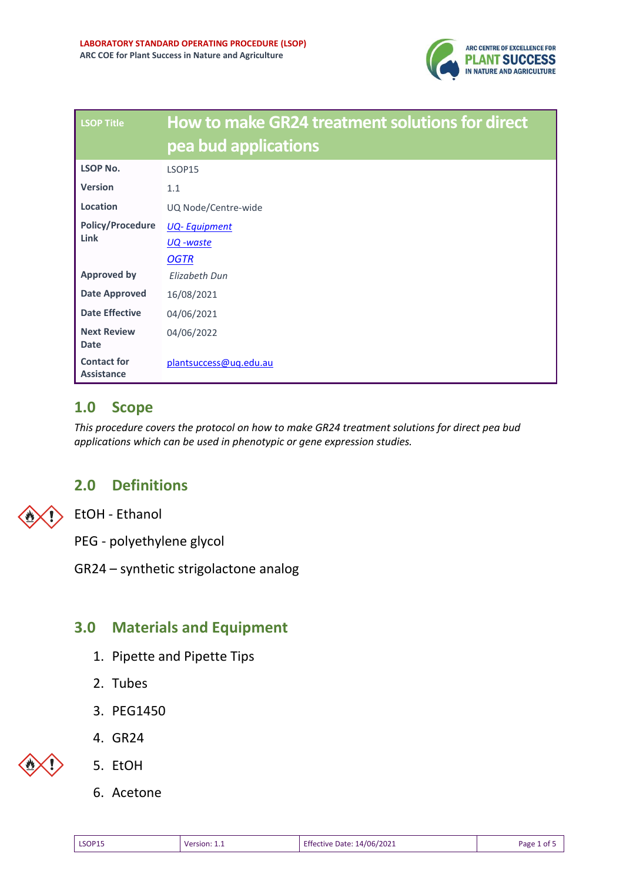**LABORATORY STANDARD OPERATING PROCEDURE (LSOP)**
**ARC COE for Plant Success in Nature and Agriculture**

| LSOP Title | How to make GR24 treatment solutions for direct pea bud applications |
| --- | --- |
| **LSOP No.** | LSOP15 |
| **Version** | 1.1 |
| **Location** | UQ Node/Centre-wide |
| **Policy/Procedure Link** | *UQ- Equipment* <br> *UQ -waste* <br> *OGTR* |
| **Approved by** | *Elizabeth Dun* |
| **Date Approved** | 16/08/2021 |
| **Date Effective** | 04/06/2021 |
| **Next Review Date** | 04/06/2022 |
| **Contact for Assistance** | plantsuccess@uq.edu.au |

## 1.0 Scope

*This procedure covers the protocol on how to make GR24 treatment solutions for direct pea bud applications which can be used in phenotypic or gene expression studies.*

## 2.0 Definitions

EtOH - Ethanol

PEG - polyethylene glycol

GR24 – synthetic strigolactone analog

## 3.0 Materials and Equipment

1. Pipette and Pipette Tips
2. Tubes
3. PEG1450
4. GR24
5. EtOH
6. Acetone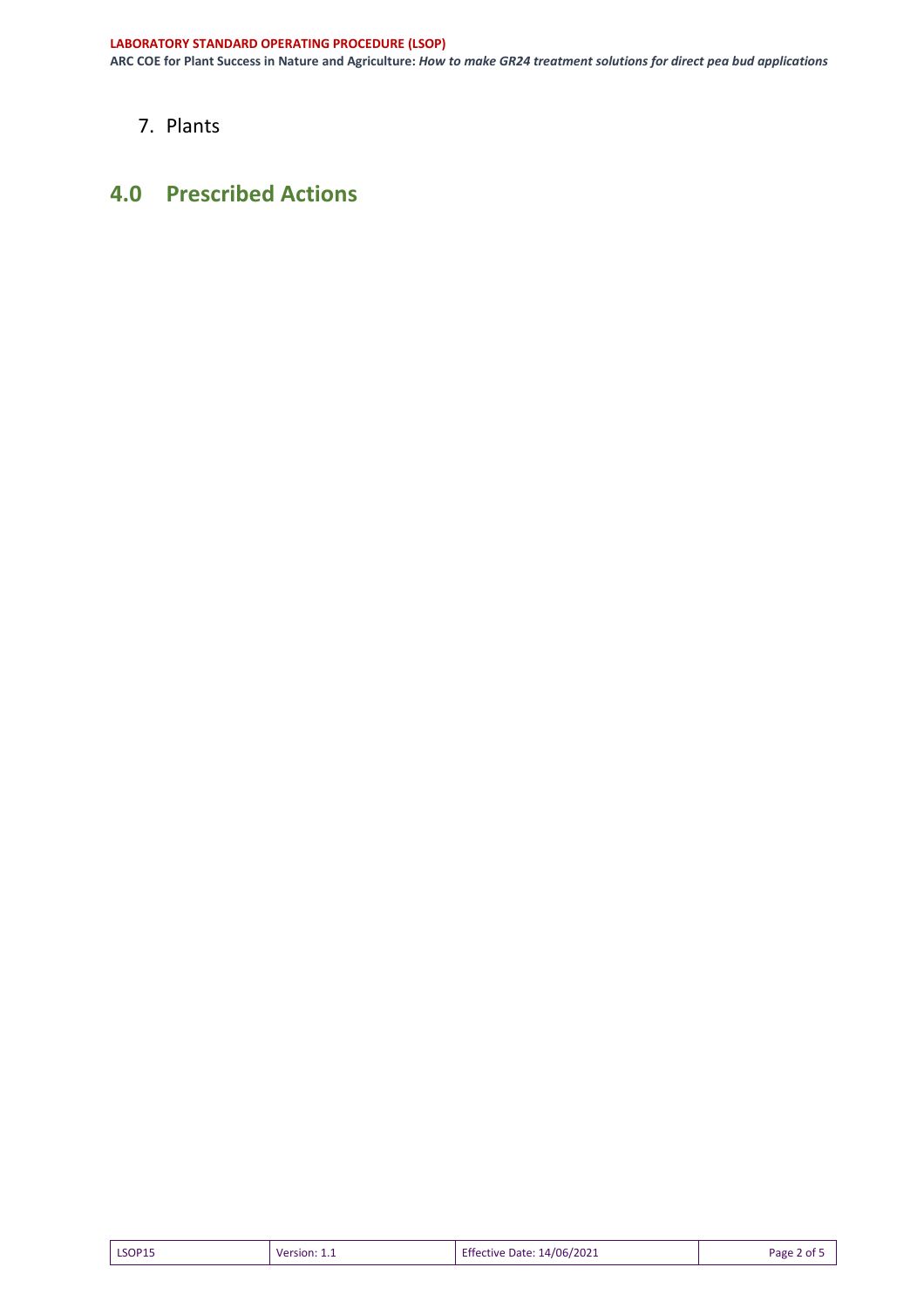7. Plants

## 4.0 Prescribed Actions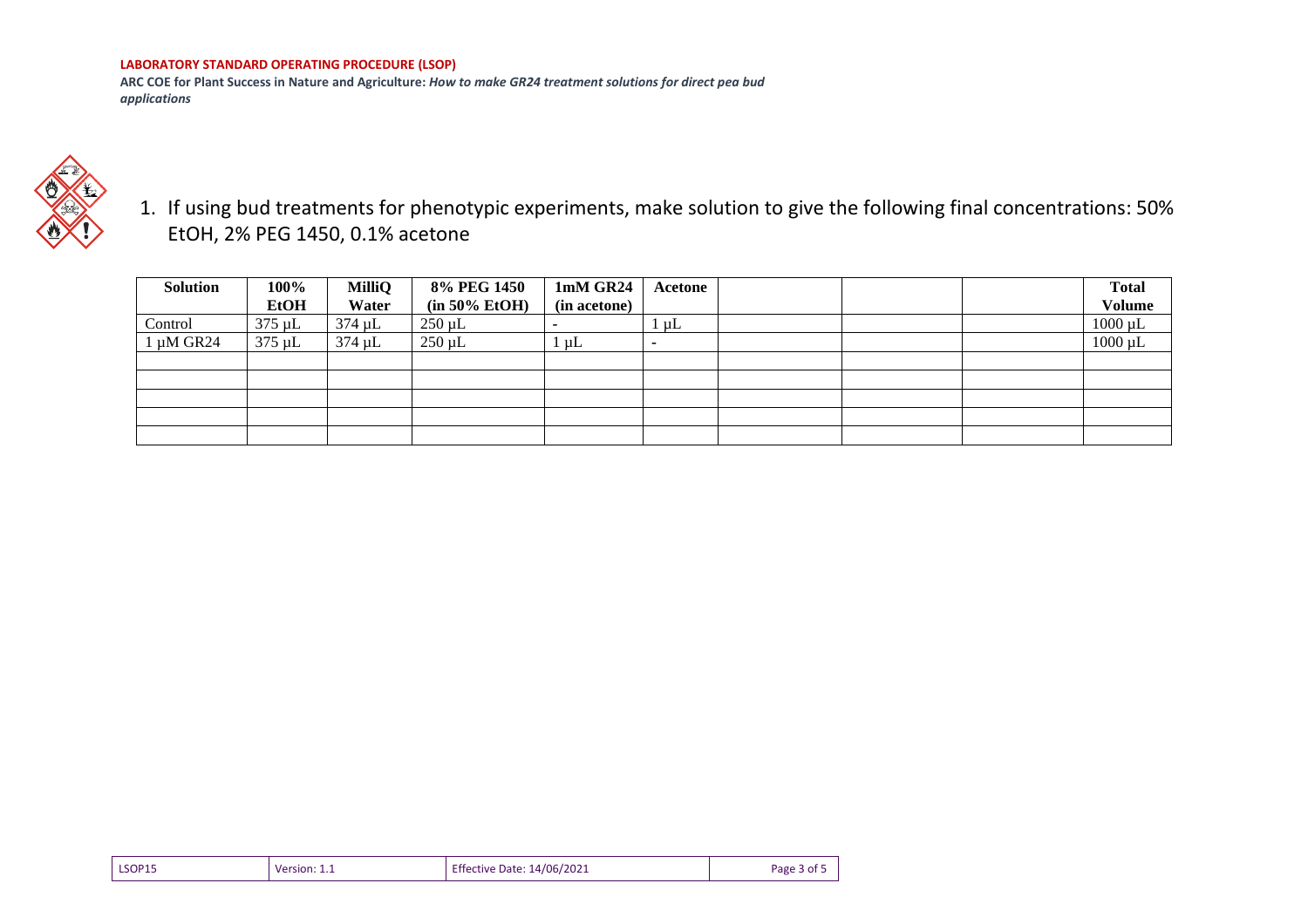1. If using bud treatments for phenotypic experiments, make solution to give the following final concentrations: 50% EtOH, 2% PEG 1450, 0.1% acetone

| Solution | 100% EtOH | MilliQ Water | 8% PEG 1450 (in 50% EtOH) | 1mM GR24 (in acetone) | Acetone | | | | Total Volume |
|---|---|---|---|---|---|---|---|---|---|
| Control | 375 µL | 374 µL | 250 µL | - | 1 µL | | | | 1000 µL |
| 1 µM GR24 | 375 µL | 374 µL | 250 µL | 1 µL | - | | | | 1000 µL |
| | | | | | | | | | |
| | | | | | | | | | |
| | | | | | | | | | |
| | | | | | | | | | |
| | | | | | | | | | |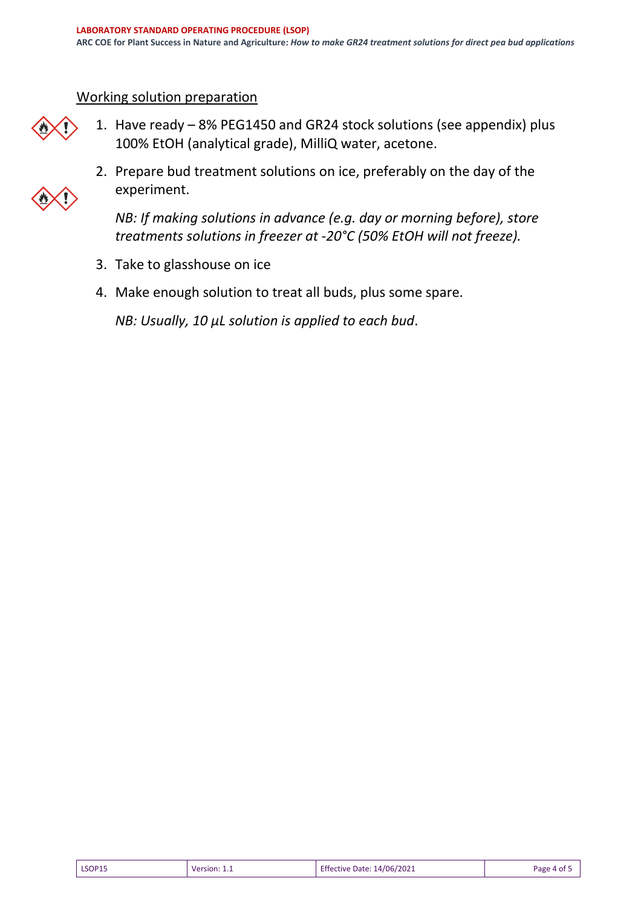## Working solution preparation

1. Have ready – 8% PEG1450 and GR24 stock solutions (see appendix) plus 100% EtOH (analytical grade), MilliQ water, acetone.
2. Prepare bud treatment solutions on ice, preferably on the day of the experiment.

   *NB: If making solutions in advance (e.g. day or morning before), store treatments solutions in freezer at -20°C (50% EtOH will not freeze).*

3. Take to glasshouse on ice
4. Make enough solution to treat all buds, plus some spare.

   *NB: Usually, 10 µL solution is applied to each bud*.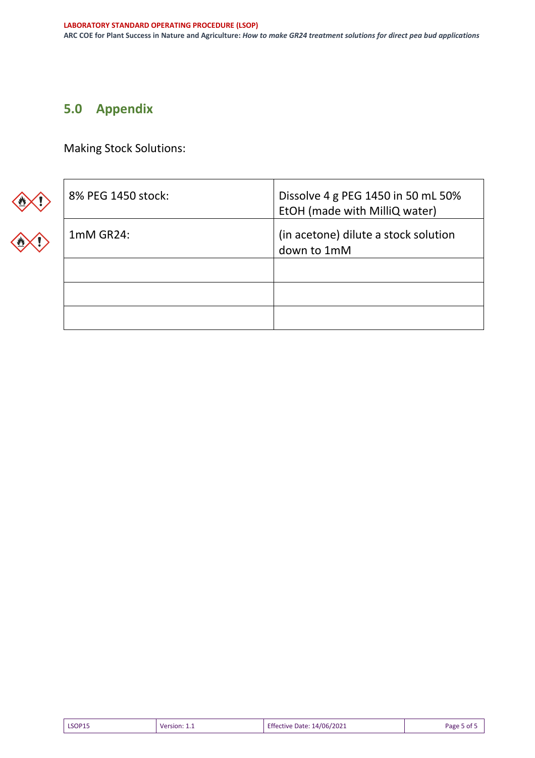## 5.0 Appendix

Making Stock Solutions:

| | |
|---|---|
| 8% PEG 1450 stock: | Dissolve 4 g PEG 1450 in 50 mL 50% EtOH (made with MilliQ water) |
| 1mM GR24: | (in acetone) dilute a stock solution down to 1mM |
| | |
| | |
| | |